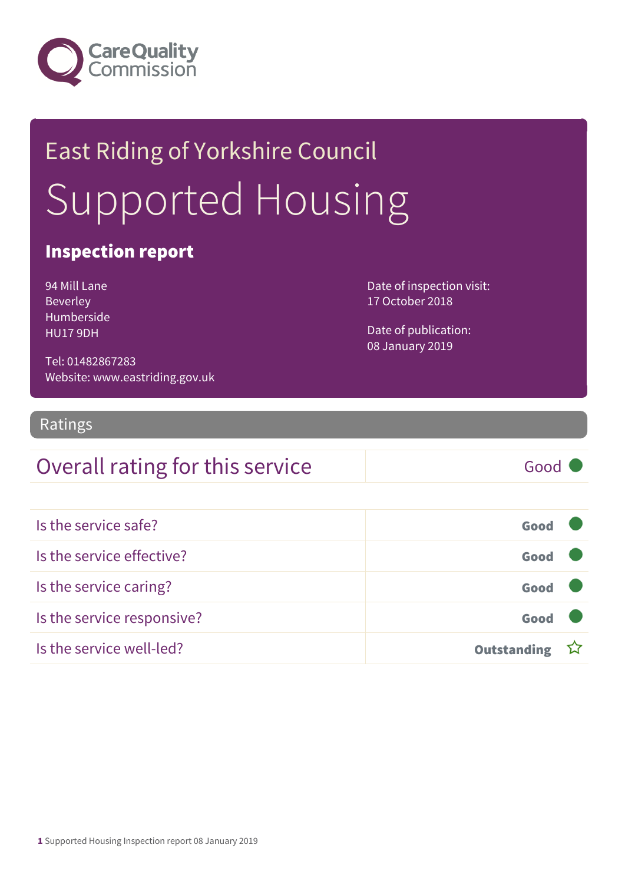Care Quality Commission

# East Riding of Yorkshire Council

# Supported Housing

## Inspection report

94 Mill Lane
Beverley
Humberside
HU17 9DH

Tel: 01482867283
Website: www.eastriding.gov.uk

Date of inspection visit:
17 October 2018

Date of publication:
08 January 2019

## Ratings

| Overall rating for this service | Good |
|---|---|

| | |
|---|---|
| Is the service safe? | Good |
| Is the service effective? | Good |
| Is the service caring? | Good |
| Is the service responsive? | Good |
| Is the service well-led? | Outstanding |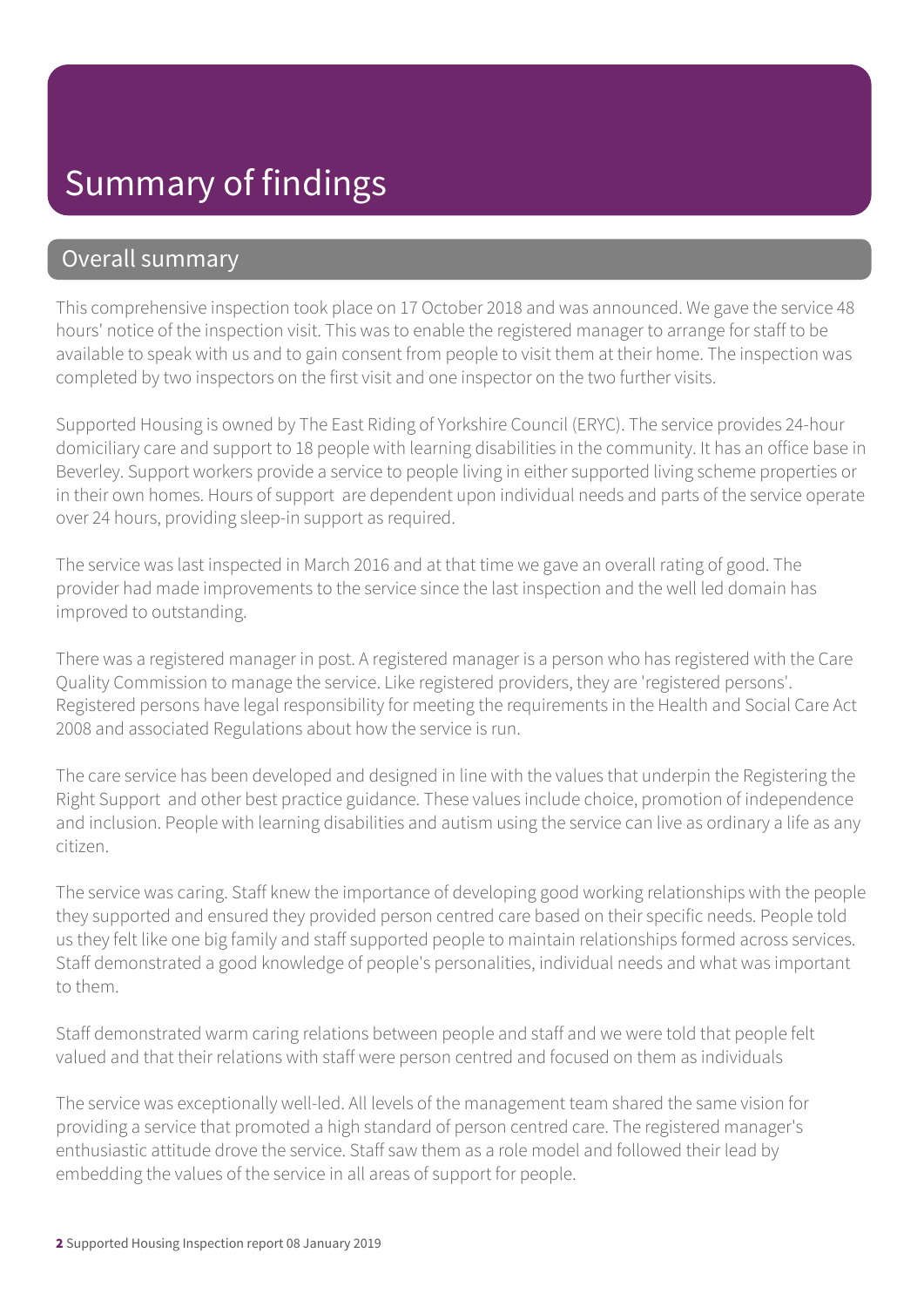# Summary of findings

## Overall summary

This comprehensive inspection took place on 17 October 2018 and was announced. We gave the service 48 hours' notice of the inspection visit. This was to enable the registered manager to arrange for staff to be available to speak with us and to gain consent from people to visit them at their home. The inspection was completed by two inspectors on the first visit and one inspector on the two further visits.

Supported Housing is owned by The East Riding of Yorkshire Council (ERYC). The service provides 24-hour domiciliary care and support to 18 people with learning disabilities in the community. It has an office base in Beverley. Support workers provide a service to people living in either supported living scheme properties or in their own homes. Hours of support are dependent upon individual needs and parts of the service operate over 24 hours, providing sleep-in support as required.

The service was last inspected in March 2016 and at that time we gave an overall rating of good. The provider had made improvements to the service since the last inspection and the well led domain has improved to outstanding.

There was a registered manager in post. A registered manager is a person who has registered with the Care Quality Commission to manage the service. Like registered providers, they are 'registered persons'. Registered persons have legal responsibility for meeting the requirements in the Health and Social Care Act 2008 and associated Regulations about how the service is run.

The care service has been developed and designed in line with the values that underpin the Registering the Right Support and other best practice guidance. These values include choice, promotion of independence and inclusion. People with learning disabilities and autism using the service can live as ordinary a life as any citizen.

The service was caring. Staff knew the importance of developing good working relationships with the people they supported and ensured they provided person centred care based on their specific needs. People told us they felt like one big family and staff supported people to maintain relationships formed across services. Staff demonstrated a good knowledge of people's personalities, individual needs and what was important to them.

Staff demonstrated warm caring relations between people and staff and we were told that people felt valued and that their relations with staff were person centred and focused on them as individuals

The service was exceptionally well-led. All levels of the management team shared the same vision for providing a service that promoted a high standard of person centred care. The registered manager's enthusiastic attitude drove the service. Staff saw them as a role model and followed their lead by embedding the values of the service in all areas of support for people.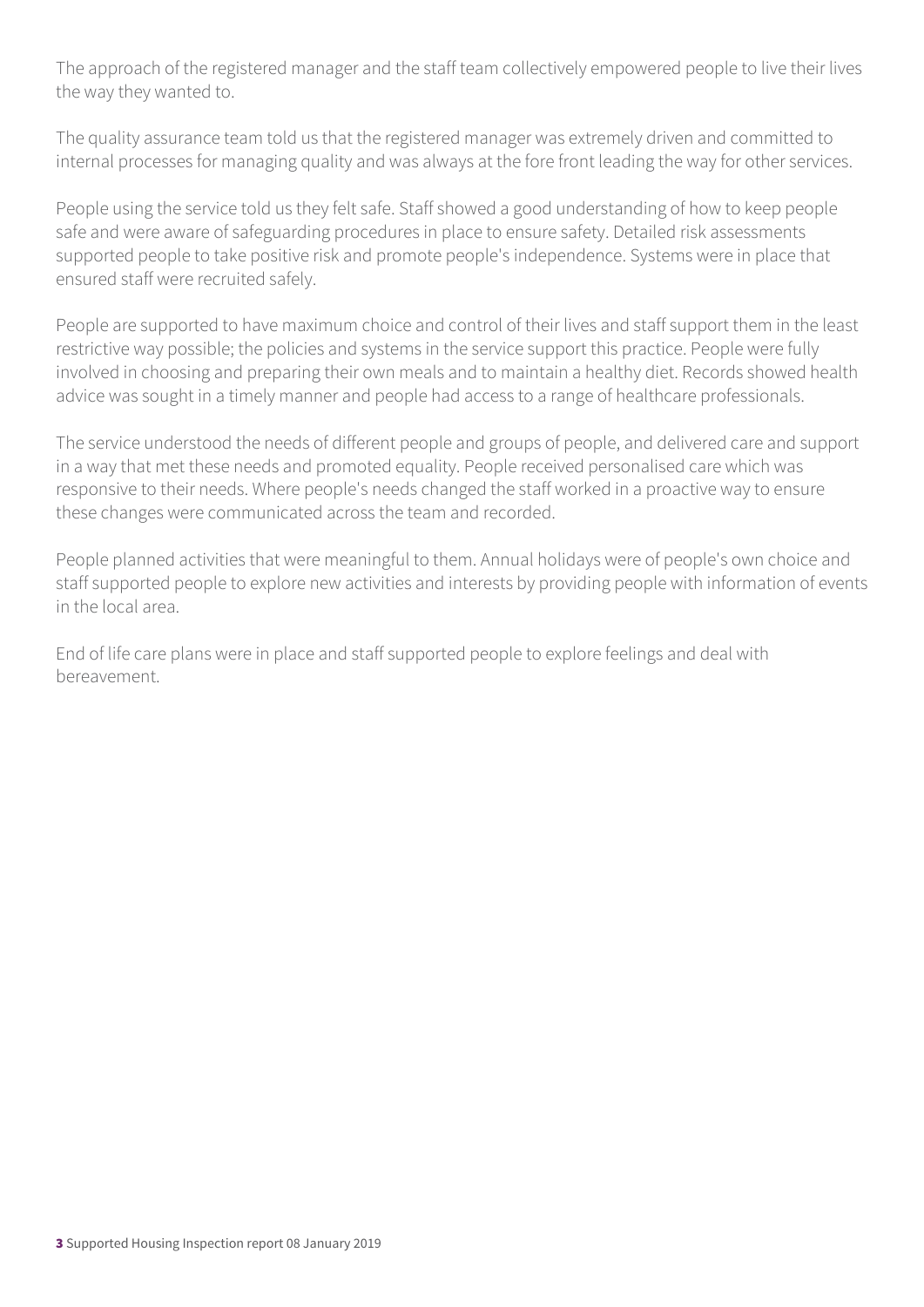The approach of the registered manager and the staff team collectively empowered people to live their lives the way they wanted to.

The quality assurance team told us that the registered manager was extremely driven and committed to internal processes for managing quality and was always at the fore front leading the way for other services.

People using the service told us they felt safe. Staff showed a good understanding of how to keep people safe and were aware of safeguarding procedures in place to ensure safety. Detailed risk assessments supported people to take positive risk and promote people's independence. Systems were in place that ensured staff were recruited safely.

People are supported to have maximum choice and control of their lives and staff support them in the least restrictive way possible; the policies and systems in the service support this practice. People were fully involved in choosing and preparing their own meals and to maintain a healthy diet. Records showed health advice was sought in a timely manner and people had access to a range of healthcare professionals.

The service understood the needs of different people and groups of people, and delivered care and support in a way that met these needs and promoted equality. People received personalised care which was responsive to their needs. Where people's needs changed the staff worked in a proactive way to ensure these changes were communicated across the team and recorded.

People planned activities that were meaningful to them. Annual holidays were of people's own choice and staff supported people to explore new activities and interests by providing people with information of events in the local area.

End of life care plans were in place and staff supported people to explore feelings and deal with bereavement.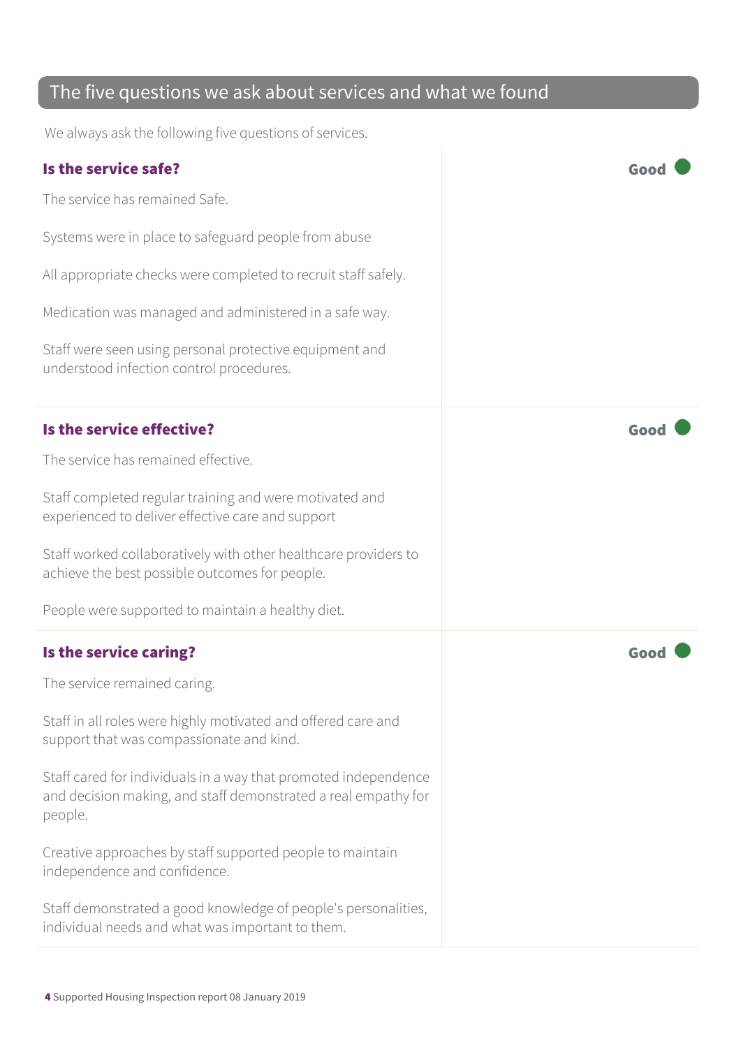## The five questions we ask about services and what we found

We always ask the following five questions of services.

### Is the service safe?

**Good**

The service has remained Safe.

Systems were in place to safeguard people from abuse

All appropriate checks were completed to recruit staff safely.

Medication was managed and administered in a safe way.

Staff were seen using personal protective equipment and understood infection control procedures.

### Is the service effective?

**Good**

The service has remained effective.

Staff completed regular training and were motivated and experienced to deliver effective care and support

Staff worked collaboratively with other healthcare providers to achieve the best possible outcomes for people.

People were supported to maintain a healthy diet.

### Is the service caring?

**Good**

The service remained caring.

Staff in all roles were highly motivated and offered care and support that was compassionate and kind.

Staff cared for individuals in a way that promoted independence and decision making, and staff demonstrated a real empathy for people.

Creative approaches by staff supported people to maintain independence and confidence.

Staff demonstrated a good knowledge of people's personalities, individual needs and what was important to them.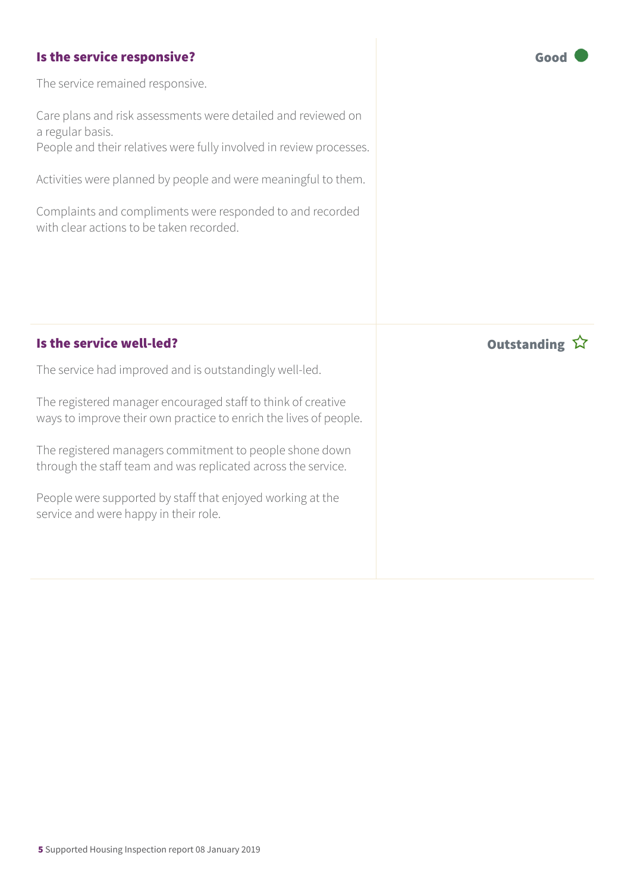### Is the service responsive?

**Good**

The service remained responsive.

Care plans and risk assessments were detailed and reviewed on a regular basis.
People and their relatives were fully involved in review processes.

Activities were planned by people and were meaningful to them.

Complaints and compliments were responded to and recorded with clear actions to be taken recorded.

### Is the service well-led?

**Outstanding** ☆

The service had improved and is outstandingly well-led.

The registered manager encouraged staff to think of creative ways to improve their own practice to enrich the lives of people.

The registered managers commitment to people shone down through the staff team and was replicated across the service.

People were supported by staff that enjoyed working at the service and were happy in their role.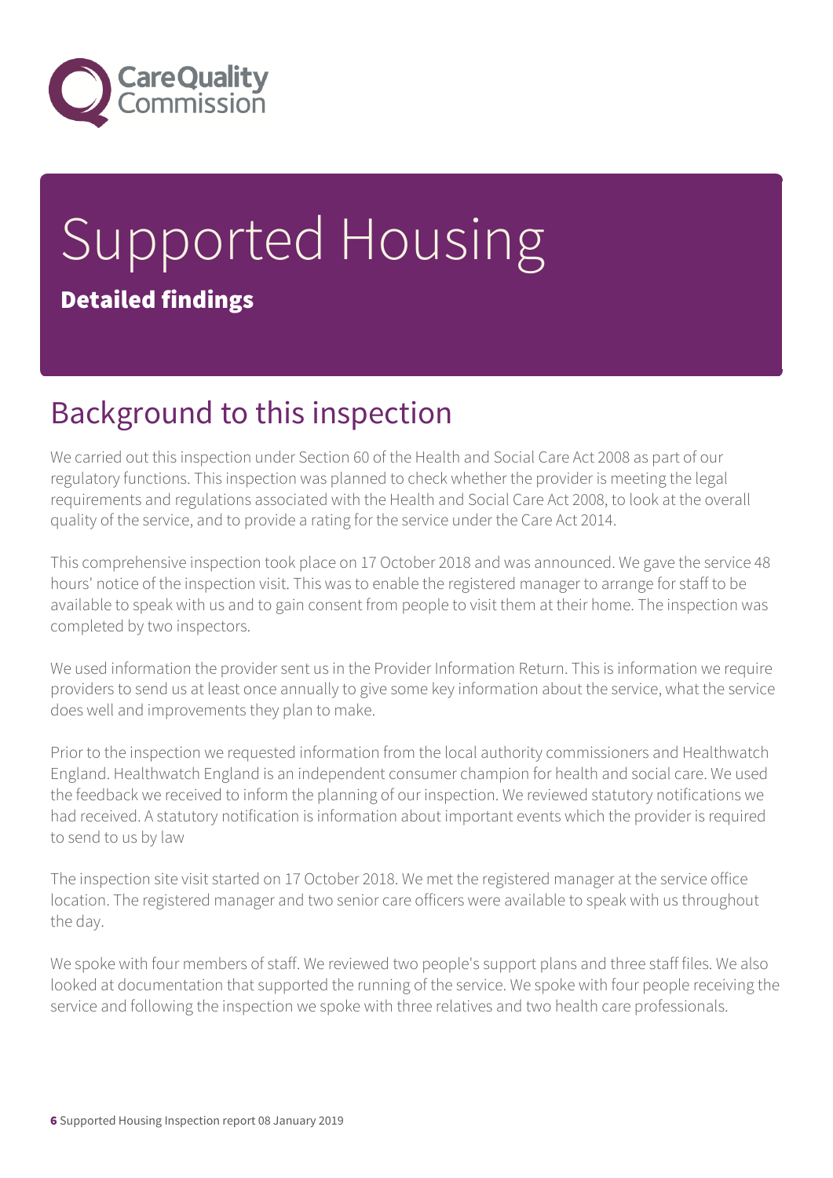# Supported Housing

**Detailed findings**

## Background to this inspection

We carried out this inspection under Section 60 of the Health and Social Care Act 2008 as part of our regulatory functions. This inspection was planned to check whether the provider is meeting the legal requirements and regulations associated with the Health and Social Care Act 2008, to look at the overall quality of the service, and to provide a rating for the service under the Care Act 2014.

This comprehensive inspection took place on 17 October 2018 and was announced. We gave the service 48 hours' notice of the inspection visit. This was to enable the registered manager to arrange for staff to be available to speak with us and to gain consent from people to visit them at their home. The inspection was completed by two inspectors.

We used information the provider sent us in the Provider Information Return. This is information we require providers to send us at least once annually to give some key information about the service, what the service does well and improvements they plan to make.

Prior to the inspection we requested information from the local authority commissioners and Healthwatch England. Healthwatch England is an independent consumer champion for health and social care. We used the feedback we received to inform the planning of our inspection. We reviewed statutory notifications we had received. A statutory notification is information about important events which the provider is required to send to us by law

The inspection site visit started on 17 October 2018. We met the registered manager at the service office location. The registered manager and two senior care officers were available to speak with us throughout the day.

We spoke with four members of staff. We reviewed two people's support plans and three staff files. We also looked at documentation that supported the running of the service. We spoke with four people receiving the service and following the inspection we spoke with three relatives and two health care professionals.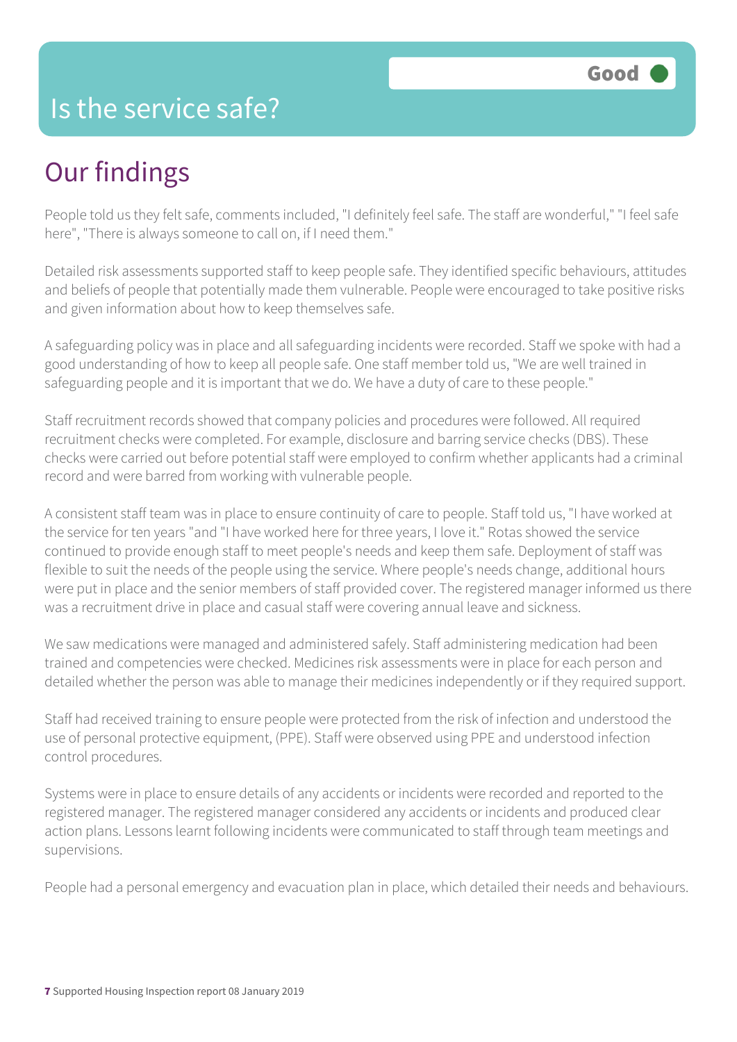# Is the service safe?

**Good**

## Our findings

People told us they felt safe, comments included, "I definitely feel safe. The staff are wonderful," "I feel safe here", "There is always someone to call on, if I need them."

Detailed risk assessments supported staff to keep people safe. They identified specific behaviours, attitudes and beliefs of people that potentially made them vulnerable. People were encouraged to take positive risks and given information about how to keep themselves safe.

A safeguarding policy was in place and all safeguarding incidents were recorded. Staff we spoke with had a good understanding of how to keep all people safe. One staff member told us, "We are well trained in safeguarding people and it is important that we do. We have a duty of care to these people."

Staff recruitment records showed that company policies and procedures were followed. All required recruitment checks were completed. For example, disclosure and barring service checks (DBS). These checks were carried out before potential staff were employed to confirm whether applicants had a criminal record and were barred from working with vulnerable people.

A consistent staff team was in place to ensure continuity of care to people. Staff told us, "I have worked at the service for ten years "and "I have worked here for three years, I love it." Rotas showed the service continued to provide enough staff to meet people's needs and keep them safe. Deployment of staff was flexible to suit the needs of the people using the service. Where people's needs change, additional hours were put in place and the senior members of staff provided cover. The registered manager informed us there was a recruitment drive in place and casual staff were covering annual leave and sickness.

We saw medications were managed and administered safely. Staff administering medication had been trained and competencies were checked. Medicines risk assessments were in place for each person and detailed whether the person was able to manage their medicines independently or if they required support.

Staff had received training to ensure people were protected from the risk of infection and understood the use of personal protective equipment, (PPE). Staff were observed using PPE and understood infection control procedures.

Systems were in place to ensure details of any accidents or incidents were recorded and reported to the registered manager. The registered manager considered any accidents or incidents and produced clear action plans. Lessons learnt following incidents were communicated to staff through team meetings and supervisions.

People had a personal emergency and evacuation plan in place, which detailed their needs and behaviours.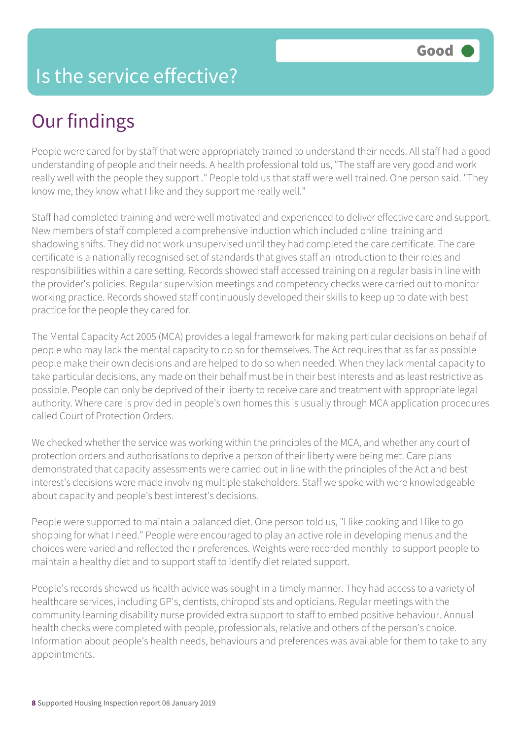Good

# Is the service effective?

## Our findings

People were cared for by staff that were appropriately trained to understand their needs. All staff had a good understanding of people and their needs. A health professional told us, "The staff are very good and work really well with the people they support ." People told us that staff were well trained. One person said. "They know me, they know what I like and they support me really well."

Staff had completed training and were well motivated and experienced to deliver effective care and support. New members of staff completed a comprehensive induction which included online training and shadowing shifts. They did not work unsupervised until they had completed the care certificate. The care certificate is a nationally recognised set of standards that gives staff an introduction to their roles and responsibilities within a care setting. Records showed staff accessed training on a regular basis in line with the provider's policies. Regular supervision meetings and competency checks were carried out to monitor working practice. Records showed staff continuously developed their skills to keep up to date with best practice for the people they cared for.

The Mental Capacity Act 2005 (MCA) provides a legal framework for making particular decisions on behalf of people who may lack the mental capacity to do so for themselves. The Act requires that as far as possible people make their own decisions and are helped to do so when needed. When they lack mental capacity to take particular decisions, any made on their behalf must be in their best interests and as least restrictive as possible. People can only be deprived of their liberty to receive care and treatment with appropriate legal authority. Where care is provided in people's own homes this is usually through MCA application procedures called Court of Protection Orders.

We checked whether the service was working within the principles of the MCA, and whether any court of protection orders and authorisations to deprive a person of their liberty were being met. Care plans demonstrated that capacity assessments were carried out in line with the principles of the Act and best interest's decisions were made involving multiple stakeholders. Staff we spoke with were knowledgeable about capacity and people's best interest's decisions.

People were supported to maintain a balanced diet. One person told us, "I like cooking and I like to go shopping for what I need." People were encouraged to play an active role in developing menus and the choices were varied and reflected their preferences. Weights were recorded monthly to support people to maintain a healthy diet and to support staff to identify diet related support.

People's records showed us health advice was sought in a timely manner. They had access to a variety of healthcare services, including GP's, dentists, chiropodists and opticians. Regular meetings with the community learning disability nurse provided extra support to staff to embed positive behaviour. Annual health checks were completed with people, professionals, relative and others of the person's choice. Information about people's health needs, behaviours and preferences was available for them to take to any appointments.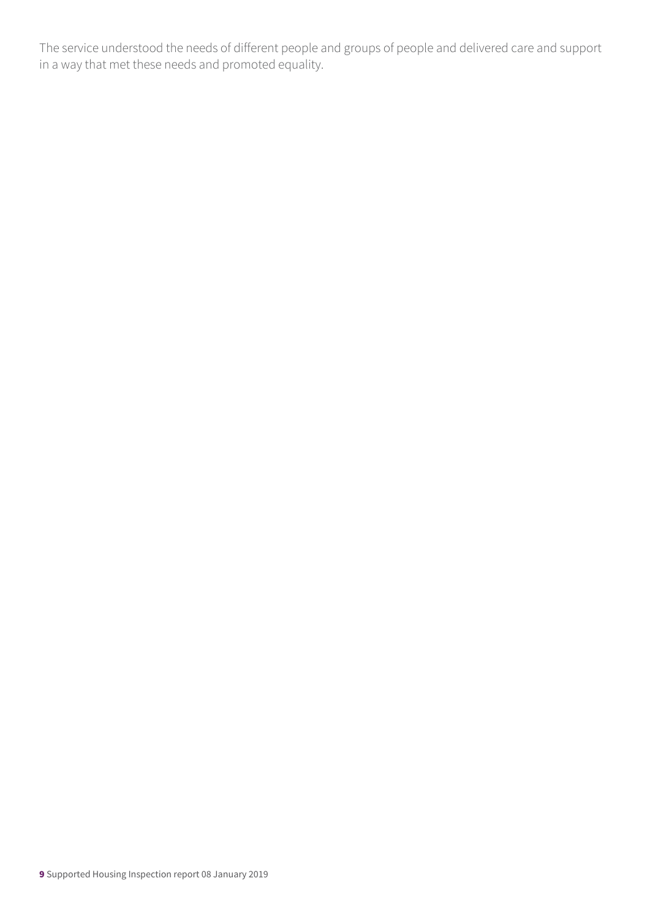The service understood the needs of different people and groups of people and delivered care and support in a way that met these needs and promoted equality.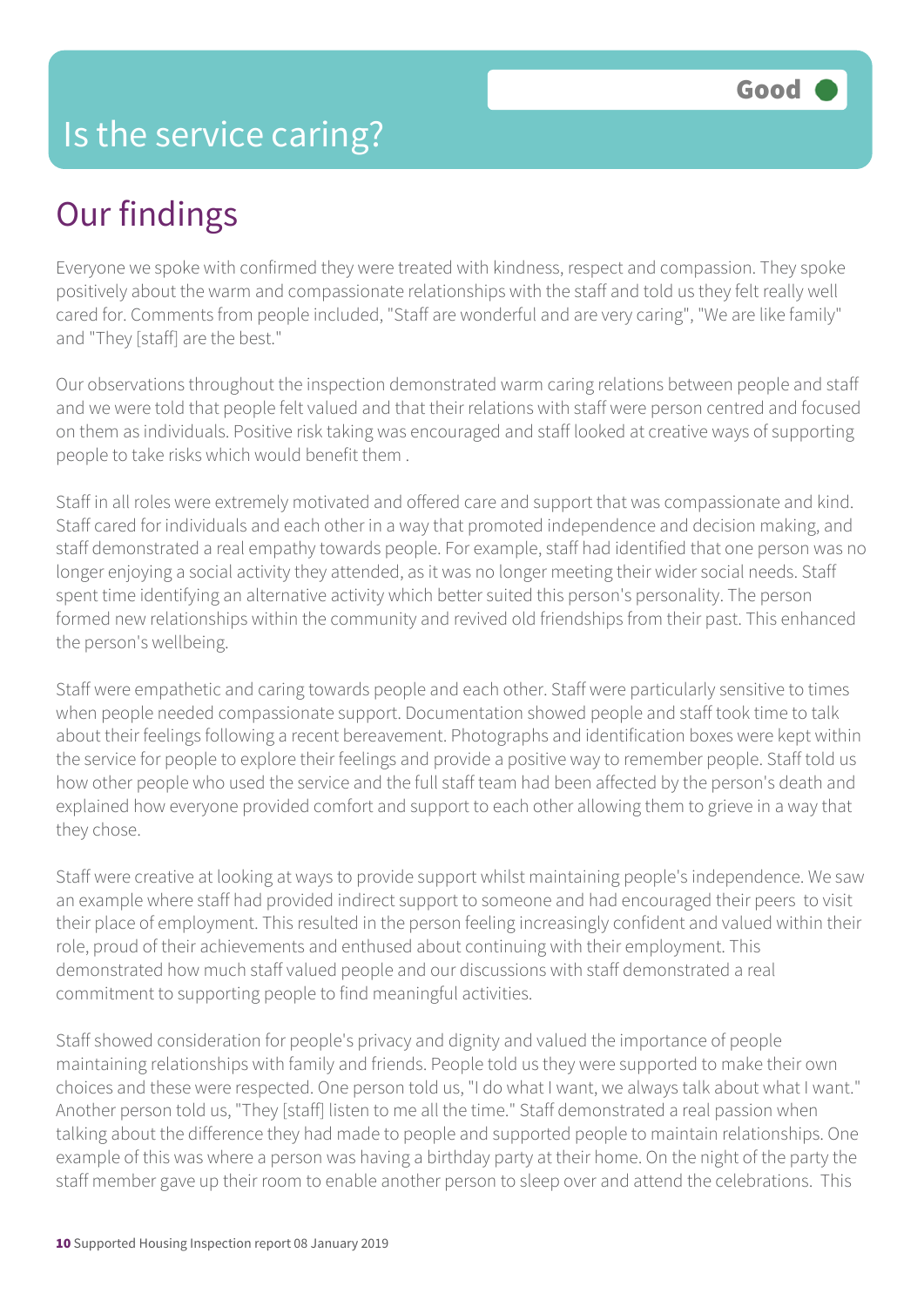# Is the service caring?

Good

## Our findings

Everyone we spoke with confirmed they were treated with kindness, respect and compassion. They spoke positively about the warm and compassionate relationships with the staff and told us they felt really well cared for. Comments from people included, "Staff are wonderful and are very caring", "We are like family" and "They [staff] are the best."

Our observations throughout the inspection demonstrated warm caring relations between people and staff and we were told that people felt valued and that their relations with staff were person centred and focused on them as individuals. Positive risk taking was encouraged and staff looked at creative ways of supporting people to take risks which would benefit them .

Staff in all roles were extremely motivated and offered care and support that was compassionate and kind. Staff cared for individuals and each other in a way that promoted independence and decision making, and staff demonstrated a real empathy towards people. For example, staff had identified that one person was no longer enjoying a social activity they attended, as it was no longer meeting their wider social needs. Staff spent time identifying an alternative activity which better suited this person's personality. The person formed new relationships within the community and revived old friendships from their past. This enhanced the person's wellbeing.

Staff were empathetic and caring towards people and each other. Staff were particularly sensitive to times when people needed compassionate support. Documentation showed people and staff took time to talk about their feelings following a recent bereavement. Photographs and identification boxes were kept within the service for people to explore their feelings and provide a positive way to remember people. Staff told us how other people who used the service and the full staff team had been affected by the person's death and explained how everyone provided comfort and support to each other allowing them to grieve in a way that they chose.

Staff were creative at looking at ways to provide support whilst maintaining people's independence. We saw an example where staff had provided indirect support to someone and had encouraged their peers to visit their place of employment. This resulted in the person feeling increasingly confident and valued within their role, proud of their achievements and enthused about continuing with their employment. This demonstrated how much staff valued people and our discussions with staff demonstrated a real commitment to supporting people to find meaningful activities.

Staff showed consideration for people's privacy and dignity and valued the importance of people maintaining relationships with family and friends. People told us they were supported to make their own choices and these were respected. One person told us, "I do what I want, we always talk about what I want." Another person told us, "They [staff] listen to me all the time." Staff demonstrated a real passion when talking about the difference they had made to people and supported people to maintain relationships. One example of this was where a person was having a birthday party at their home. On the night of the party the staff member gave up their room to enable another person to sleep over and attend the celebrations. This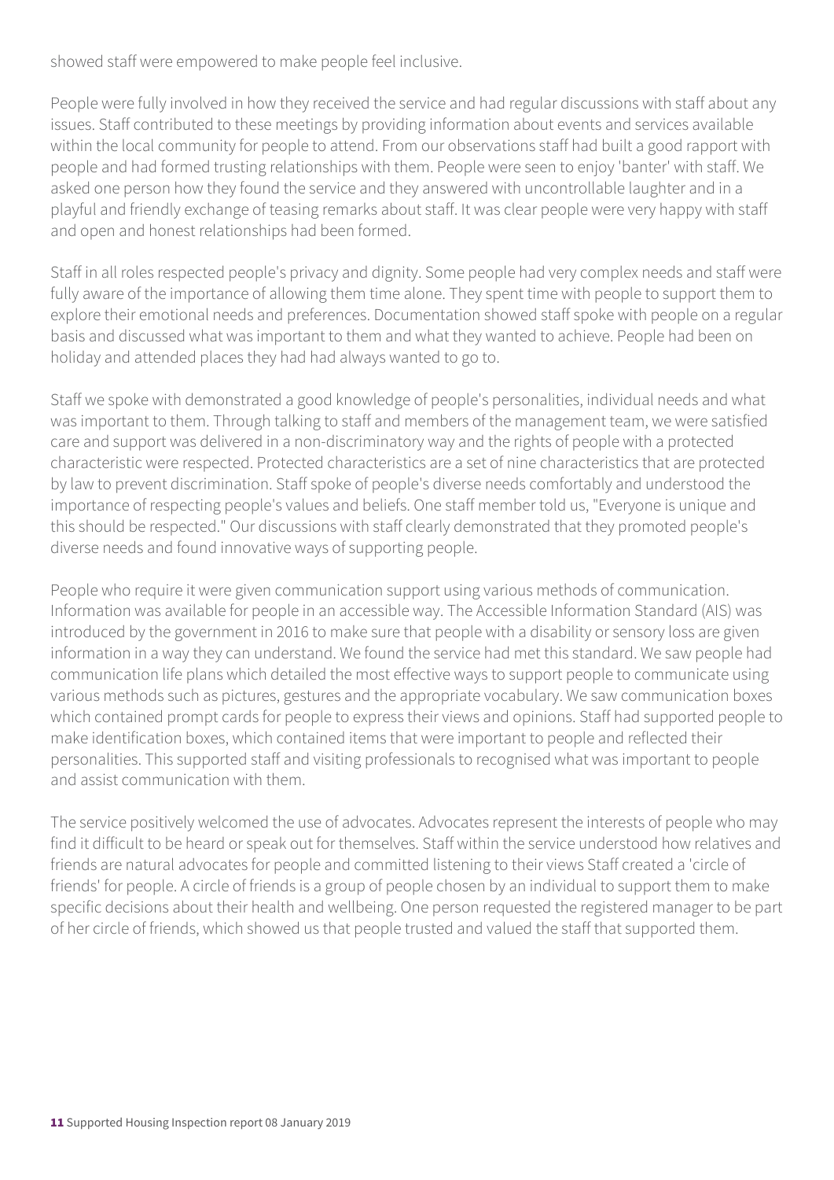showed staff were empowered to make people feel inclusive.

People were fully involved in how they received the service and had regular discussions with staff about any issues. Staff contributed to these meetings by providing information about events and services available within the local community for people to attend. From our observations staff had built a good rapport with people and had formed trusting relationships with them. People were seen to enjoy 'banter' with staff. We asked one person how they found the service and they answered with uncontrollable laughter and in a playful and friendly exchange of teasing remarks about staff. It was clear people were very happy with staff and open and honest relationships had been formed.

Staff in all roles respected people's privacy and dignity. Some people had very complex needs and staff were fully aware of the importance of allowing them time alone. They spent time with people to support them to explore their emotional needs and preferences. Documentation showed staff spoke with people on a regular basis and discussed what was important to them and what they wanted to achieve. People had been on holiday and attended places they had had always wanted to go to.

Staff we spoke with demonstrated a good knowledge of people's personalities, individual needs and what was important to them. Through talking to staff and members of the management team, we were satisfied care and support was delivered in a non-discriminatory way and the rights of people with a protected characteristic were respected. Protected characteristics are a set of nine characteristics that are protected by law to prevent discrimination. Staff spoke of people's diverse needs comfortably and understood the importance of respecting people's values and beliefs. One staff member told us, "Everyone is unique and this should be respected." Our discussions with staff clearly demonstrated that they promoted people's diverse needs and found innovative ways of supporting people.

People who require it were given communication support using various methods of communication. Information was available for people in an accessible way. The Accessible Information Standard (AIS) was introduced by the government in 2016 to make sure that people with a disability or sensory loss are given information in a way they can understand. We found the service had met this standard. We saw people had communication life plans which detailed the most effective ways to support people to communicate using various methods such as pictures, gestures and the appropriate vocabulary. We saw communication boxes which contained prompt cards for people to express their views and opinions. Staff had supported people to make identification boxes, which contained items that were important to people and reflected their personalities. This supported staff and visiting professionals to recognised what was important to people and assist communication with them.

The service positively welcomed the use of advocates. Advocates represent the interests of people who may find it difficult to be heard or speak out for themselves. Staff within the service understood how relatives and friends are natural advocates for people and committed listening to their views Staff created a 'circle of friends' for people. A circle of friends is a group of people chosen by an individual to support them to make specific decisions about their health and wellbeing. One person requested the registered manager to be part of her circle of friends, which showed us that people trusted and valued the staff that supported them.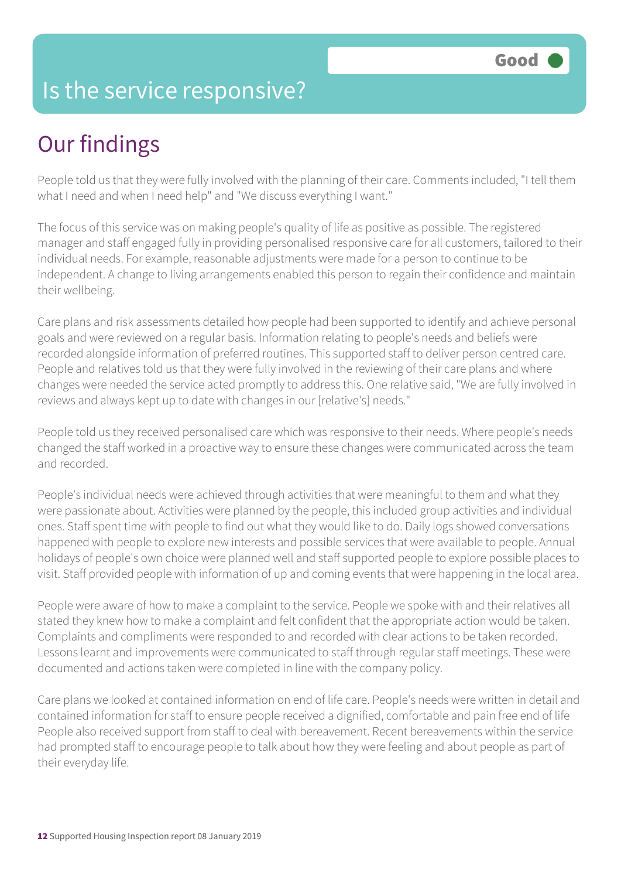# Is the service responsive?

**Good**

## Our findings

People told us that they were fully involved with the planning of their care. Comments included, "I tell them what I need and when I need help" and "We discuss everything I want."

The focus of this service was on making people's quality of life as positive as possible. The registered manager and staff engaged fully in providing personalised responsive care for all customers, tailored to their individual needs. For example, reasonable adjustments were made for a person to continue to be independent. A change to living arrangements enabled this person to regain their confidence and maintain their wellbeing.

Care plans and risk assessments detailed how people had been supported to identify and achieve personal goals and were reviewed on a regular basis. Information relating to people's needs and beliefs were recorded alongside information of preferred routines. This supported staff to deliver person centred care. People and relatives told us that they were fully involved in the reviewing of their care plans and where changes were needed the service acted promptly to address this. One relative said, "We are fully involved in reviews and always kept up to date with changes in our [relative's] needs."

People told us they received personalised care which was responsive to their needs. Where people's needs changed the staff worked in a proactive way to ensure these changes were communicated across the team and recorded.

People's individual needs were achieved through activities that were meaningful to them and what they were passionate about. Activities were planned by the people, this included group activities and individual ones. Staff spent time with people to find out what they would like to do. Daily logs showed conversations happened with people to explore new interests and possible services that were available to people. Annual holidays of people's own choice were planned well and staff supported people to explore possible places to visit. Staff provided people with information of up and coming events that were happening in the local area.

People were aware of how to make a complaint to the service. People we spoke with and their relatives all stated they knew how to make a complaint and felt confident that the appropriate action would be taken. Complaints and compliments were responded to and recorded with clear actions to be taken recorded. Lessons learnt and improvements were communicated to staff through regular staff meetings. These were documented and actions taken were completed in line with the company policy.

Care plans we looked at contained information on end of life care. People's needs were written in detail and contained information for staff to ensure people received a dignified, comfortable and pain free end of life People also received support from staff to deal with bereavement. Recent bereavements within the service had prompted staff to encourage people to talk about how they were feeling and about people as part of their everyday life.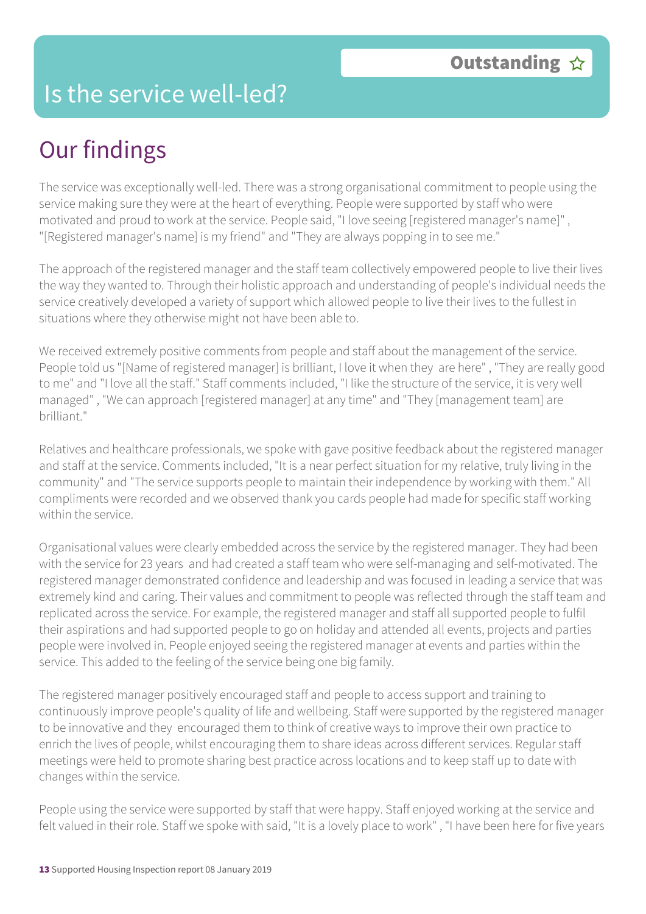# Is the service well-led?

**Outstanding** ☆

## Our findings

The service was exceptionally well-led. There was a strong organisational commitment to people using the service making sure they were at the heart of everything. People were supported by staff who were motivated and proud to work at the service. People said, "I love seeing [registered manager's name]" , "[Registered manager's name] is my friend" and "They are always popping in to see me."

The approach of the registered manager and the staff team collectively empowered people to live their lives the way they wanted to. Through their holistic approach and understanding of people's individual needs the service creatively developed a variety of support which allowed people to live their lives to the fullest in situations where they otherwise might not have been able to.

We received extremely positive comments from people and staff about the management of the service. People told us "[Name of registered manager] is brilliant, I love it when they are here" , "They are really good to me" and "I love all the staff." Staff comments included, "I like the structure of the service, it is very well managed" , "We can approach [registered manager] at any time" and "They [management team] are brilliant."

Relatives and healthcare professionals, we spoke with gave positive feedback about the registered manager and staff at the service. Comments included, "It is a near perfect situation for my relative, truly living in the community" and "The service supports people to maintain their independence by working with them." All compliments were recorded and we observed thank you cards people had made for specific staff working within the service.

Organisational values were clearly embedded across the service by the registered manager. They had been with the service for 23 years and had created a staff team who were self-managing and self-motivated. The registered manager demonstrated confidence and leadership and was focused in leading a service that was extremely kind and caring. Their values and commitment to people was reflected through the staff team and replicated across the service. For example, the registered manager and staff all supported people to fulfil their aspirations and had supported people to go on holiday and attended all events, projects and parties people were involved in. People enjoyed seeing the registered manager at events and parties within the service. This added to the feeling of the service being one big family.

The registered manager positively encouraged staff and people to access support and training to continuously improve people's quality of life and wellbeing. Staff were supported by the registered manager to be innovative and they encouraged them to think of creative ways to improve their own practice to enrich the lives of people, whilst encouraging them to share ideas across different services. Regular staff meetings were held to promote sharing best practice across locations and to keep staff up to date with changes within the service.

People using the service were supported by staff that were happy. Staff enjoyed working at the service and felt valued in their role. Staff we spoke with said, "It is a lovely place to work" , "I have been here for five years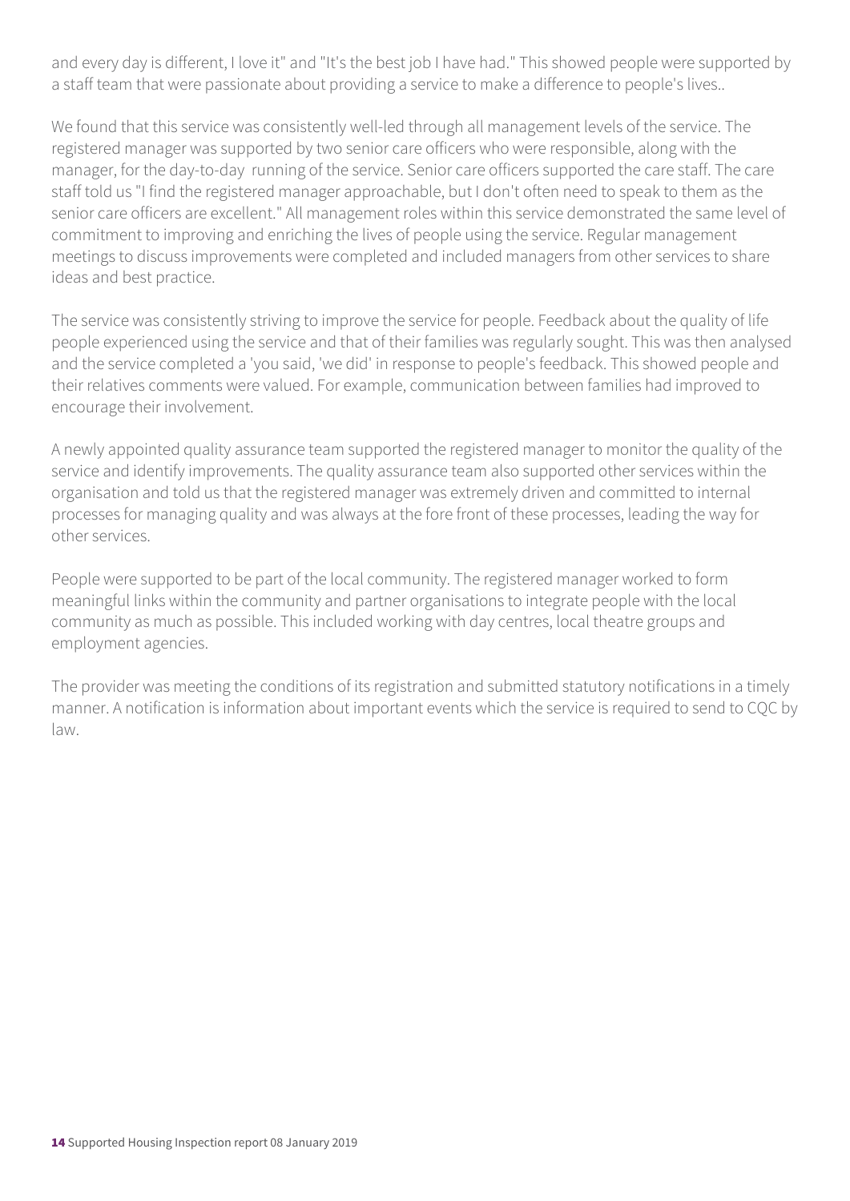and every day is different, I love it" and "It's the best job I have had." This showed people were supported by a staff team that were passionate about providing a service to make a difference to people's lives..

We found that this service was consistently well-led through all management levels of the service. The registered manager was supported by two senior care officers who were responsible, along with the manager, for the day-to-day running of the service. Senior care officers supported the care staff. The care staff told us "I find the registered manager approachable, but I don't often need to speak to them as the senior care officers are excellent." All management roles within this service demonstrated the same level of commitment to improving and enriching the lives of people using the service. Regular management meetings to discuss improvements were completed and included managers from other services to share ideas and best practice.

The service was consistently striving to improve the service for people. Feedback about the quality of life people experienced using the service and that of their families was regularly sought. This was then analysed and the service completed a 'you said, 'we did' in response to people's feedback. This showed people and their relatives comments were valued. For example, communication between families had improved to encourage their involvement.

A newly appointed quality assurance team supported the registered manager to monitor the quality of the service and identify improvements. The quality assurance team also supported other services within the organisation and told us that the registered manager was extremely driven and committed to internal processes for managing quality and was always at the fore front of these processes, leading the way for other services.

People were supported to be part of the local community. The registered manager worked to form meaningful links within the community and partner organisations to integrate people with the local community as much as possible. This included working with day centres, local theatre groups and employment agencies.

The provider was meeting the conditions of its registration and submitted statutory notifications in a timely manner. A notification is information about important events which the service is required to send to CQC by law.